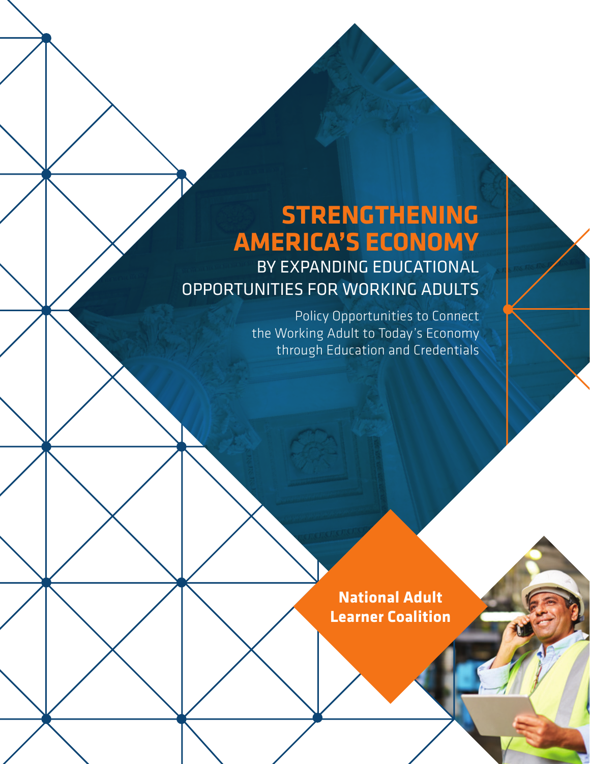# STRENGTHENING AMERICA'S ECONOMY

## BY EXPANDING EDUCATIONAL OPPORTUNITIES FOR WORKING ADULTS

Policy Opportunities to Connect the Working Adult to Today's Economy through Education and Credentials

**National Adult Learner Coalition**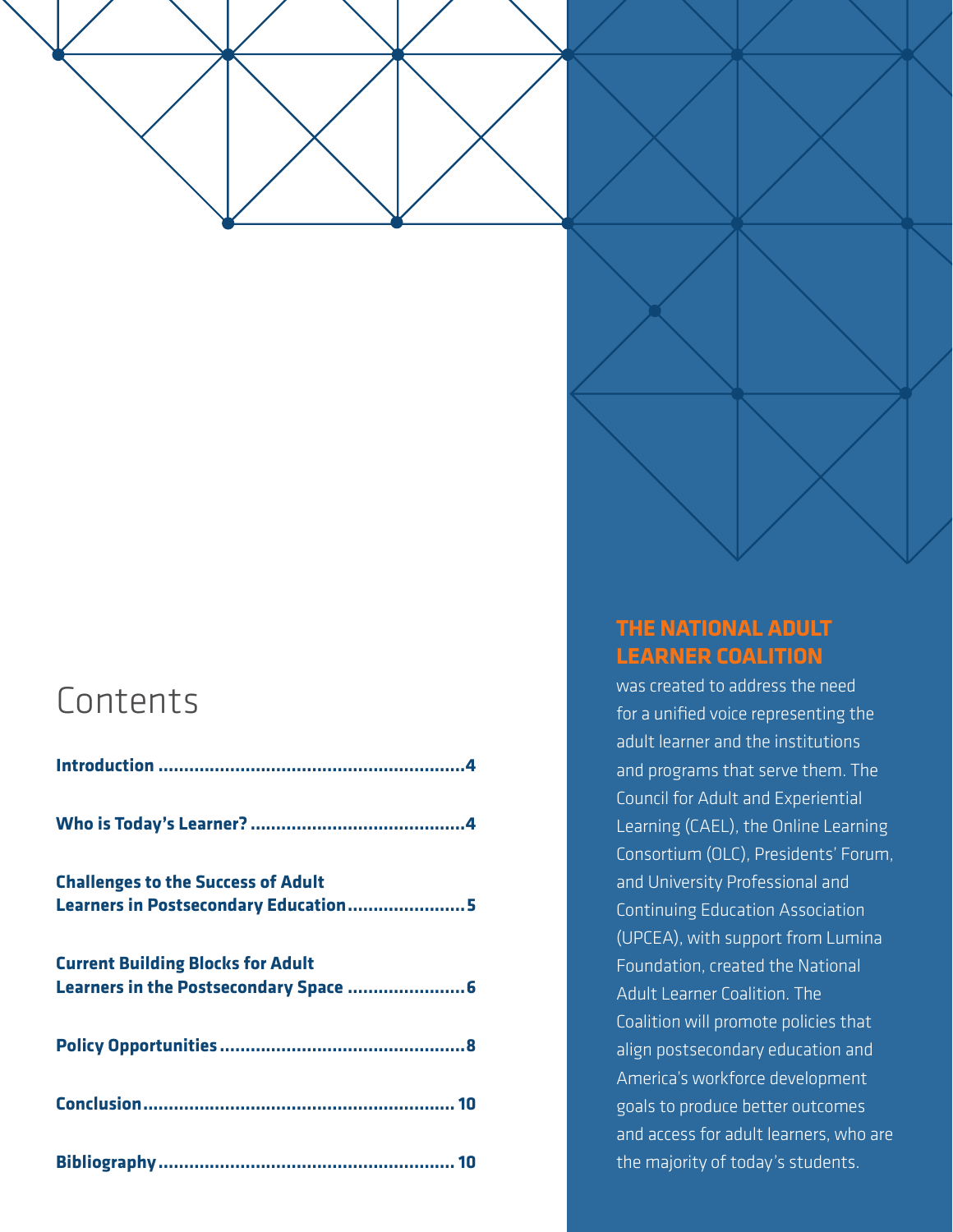## Contents

| | |
|---|---|
| **Introduction** | **4** |
| **Who is Today's Learner?** | **4** |
| **Challenges to the Success of Adult Learners in Postsecondary Education** | **5** |
| **Current Building Blocks for Adult Learners in the Postsecondary Space** | **6** |
| **Policy Opportunities** | **8** |
| **Conclusion** | **10** |
| **Bibliography** | **10** |

**THE NATIONAL ADULT LEARNER COALITION** was created to address the need for a unified voice representing the adult learner and the institutions and programs that serve them. The Council for Adult and Experiential Learning (CAEL), the Online Learning Consortium (OLC), Presidents' Forum, and University Professional and Continuing Education Association (UPCEA), with support from Lumina Foundation, created the National Adult Learner Coalition. The Coalition will promote policies that align postsecondary education and America's workforce development goals to produce better outcomes and access for adult learners, who are the majority of today's students.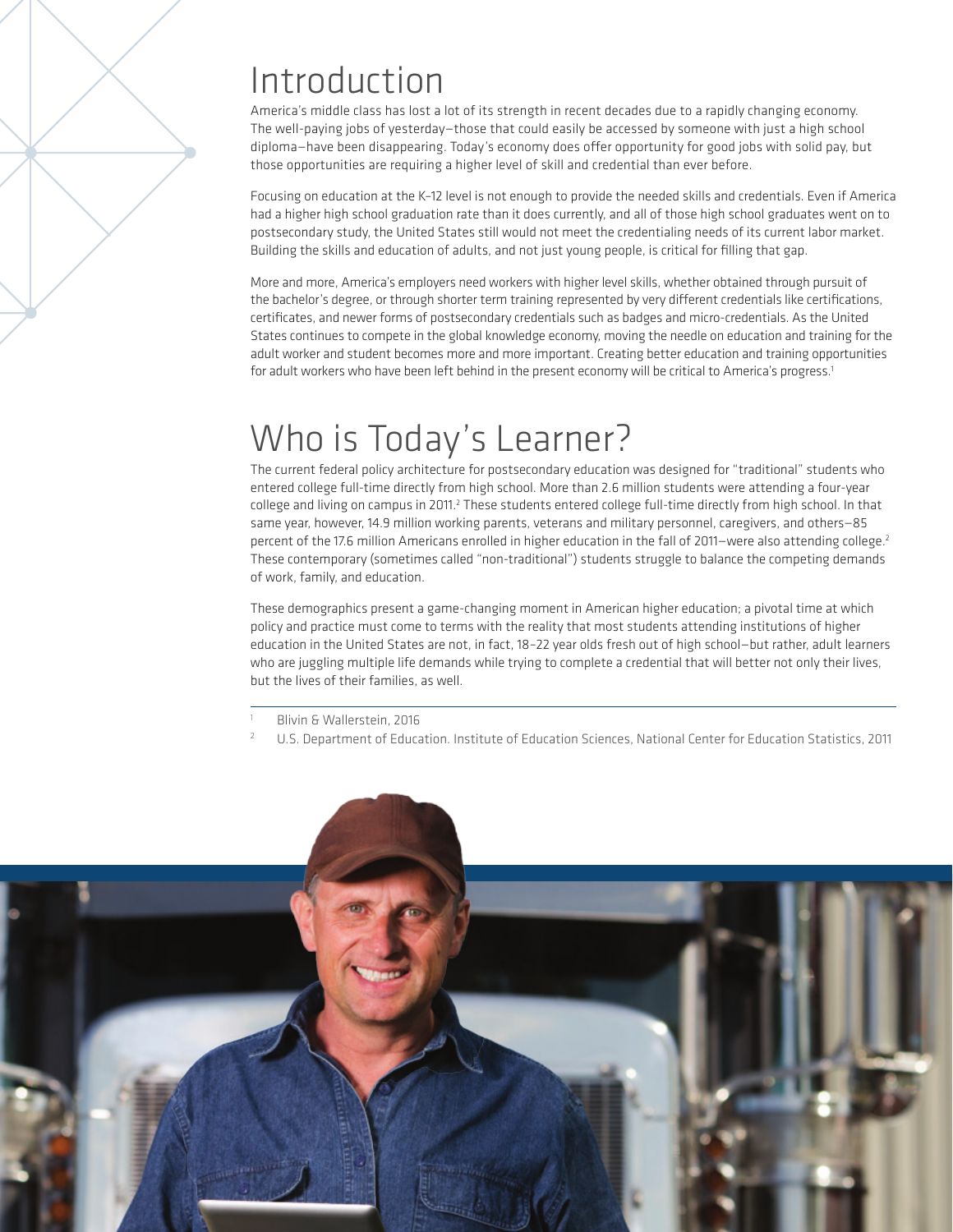# Introduction

America's middle class has lost a lot of its strength in recent decades due to a rapidly changing economy. The well-paying jobs of yesterday—those that could easily be accessed by someone with just a high school diploma—have been disappearing. Today's economy does offer opportunity for good jobs with solid pay, but those opportunities are requiring a higher level of skill and credential than ever before.

Focusing on education at the K–12 level is not enough to provide the needed skills and credentials. Even if America had a higher high school graduation rate than it does currently, and all of those high school graduates went on to postsecondary study, the United States still would not meet the credentialing needs of its current labor market. Building the skills and education of adults, and not just young people, is critical for filling that gap.

More and more, America's employers need workers with higher level skills, whether obtained through pursuit of the bachelor's degree, or through shorter term training represented by very different credentials like certifications, certificates, and newer forms of postsecondary credentials such as badges and micro-credentials. As the United States continues to compete in the global knowledge economy, moving the needle on education and training for the adult worker and student becomes more and more important. Creating better education and training opportunities for adult workers who have been left behind in the present economy will be critical to America's progress.[1]

# Who is Today's Learner?

The current federal policy architecture for postsecondary education was designed for "traditional" students who entered college full-time directly from high school. More than 2.6 million students were attending a four-year college and living on campus in 2011.[2] These students entered college full-time directly from high school. In that same year, however, 14.9 million working parents, veterans and military personnel, caregivers, and others—85 percent of the 17.6 million Americans enrolled in higher education in the fall of 2011—were also attending college.[2] These contemporary (sometimes called "non-traditional") students struggle to balance the competing demands of work, family, and education.

These demographics present a game-changing moment in American higher education; a pivotal time at which policy and practice must come to terms with the reality that most students attending institutions of higher education in the United States are not, in fact, 18–22 year olds fresh out of high school—but rather, adult learners who are juggling multiple life demands while trying to complete a credential that will better not only their lives, but the lives of their families, as well.

---

[1] Blivin & Wallerstein, 2016

[2] U.S. Department of Education. Institute of Education Sciences, National Center for Education Statistics, 2011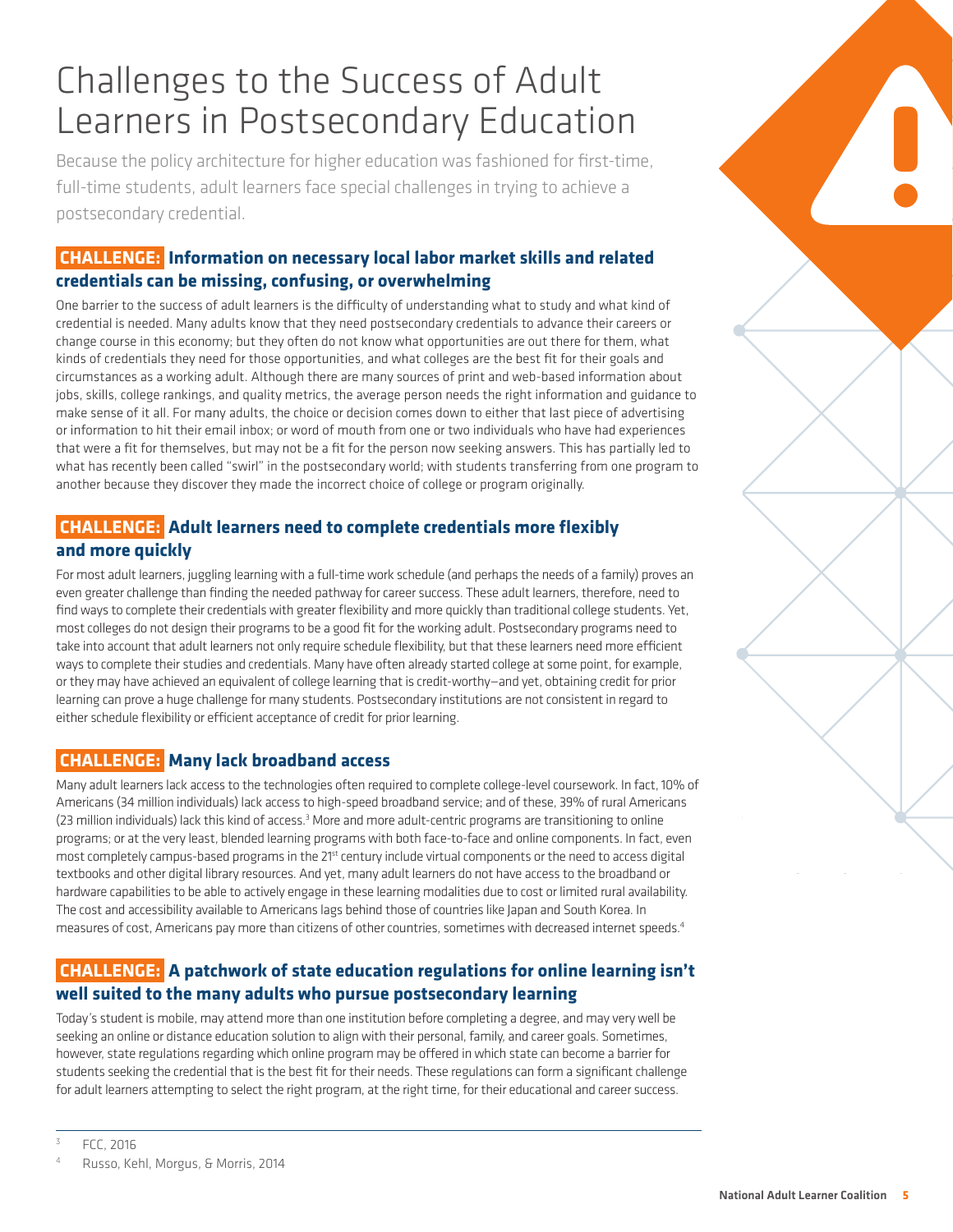# Challenges to the Success of Adult Learners in Postsecondary Education

Because the policy architecture for higher education was fashioned for first-time, full-time students, adult learners face special challenges in trying to achieve a postsecondary credential.

## CHALLENGE: Information on necessary local labor market skills and related credentials can be missing, confusing, or overwhelming

One barrier to the success of adult learners is the difficulty of understanding what to study and what kind of credential is needed. Many adults know that they need postsecondary credentials to advance their careers or change course in this economy; but they often do not know what opportunities are out there for them, what kinds of credentials they need for those opportunities, and what colleges are the best fit for their goals and circumstances as a working adult. Although there are many sources of print and web-based information about jobs, skills, college rankings, and quality metrics, the average person needs the right information and guidance to make sense of it all. For many adults, the choice or decision comes down to either that last piece of advertising or information to hit their email inbox; or word of mouth from one or two individuals who have had experiences that were a fit for themselves, but may not be a fit for the person now seeking answers. This has partially led to what has recently been called "swirl" in the postsecondary world; with students transferring from one program to another because they discover they made the incorrect choice of college or program originally.

## CHALLENGE: Adult learners need to complete credentials more flexibly and more quickly

For most adult learners, juggling learning with a full-time work schedule (and perhaps the needs of a family) proves an even greater challenge than finding the needed pathway for career success. These adult learners, therefore, need to find ways to complete their credentials with greater flexibility and more quickly than traditional college students. Yet, most colleges do not design their programs to be a good fit for the working adult. Postsecondary programs need to take into account that adult learners not only require schedule flexibility, but that these learners need more efficient ways to complete their studies and credentials. Many have often already started college at some point, for example, or they may have achieved an equivalent of college learning that is credit-worthy—and yet, obtaining credit for prior learning can prove a huge challenge for many students. Postsecondary institutions are not consistent in regard to either schedule flexibility or efficient acceptance of credit for prior learning.

## CHALLENGE: Many lack broadband access

Many adult learners lack access to the technologies often required to complete college-level coursework. In fact, 10% of Americans (34 million individuals) lack access to high-speed broadband service; and of these, 39% of rural Americans (23 million individuals) lack this kind of access.[3] More and more adult-centric programs are transitioning to online programs; or at the very least, blended learning programs with both face-to-face and online components. In fact, even most completely campus-based programs in the 21st century include virtual components or the need to access digital textbooks and other digital library resources. And yet, many adult learners do not have access to the broadband or hardware capabilities to be able to actively engage in these learning modalities due to cost or limited rural availability. The cost and accessibility available to Americans lags behind those of countries like Japan and South Korea. In measures of cost, Americans pay more than citizens of other countries, sometimes with decreased internet speeds.[4]

## CHALLENGE: A patchwork of state education regulations for online learning isn't well suited to the many adults who pursue postsecondary learning

Today's student is mobile, may attend more than one institution before completing a degree, and may very well be seeking an online or distance education solution to align with their personal, family, and career goals. Sometimes, however, state regulations regarding which online program may be offered in which state can become a barrier for students seeking the credential that is the best fit for their needs. These regulations can form a significant challenge for adult learners attempting to select the right program, at the right time, for their educational and career success.

---

[3] FCC, 2016

[4] Russo, Kehl, Morgus, & Morris, 2014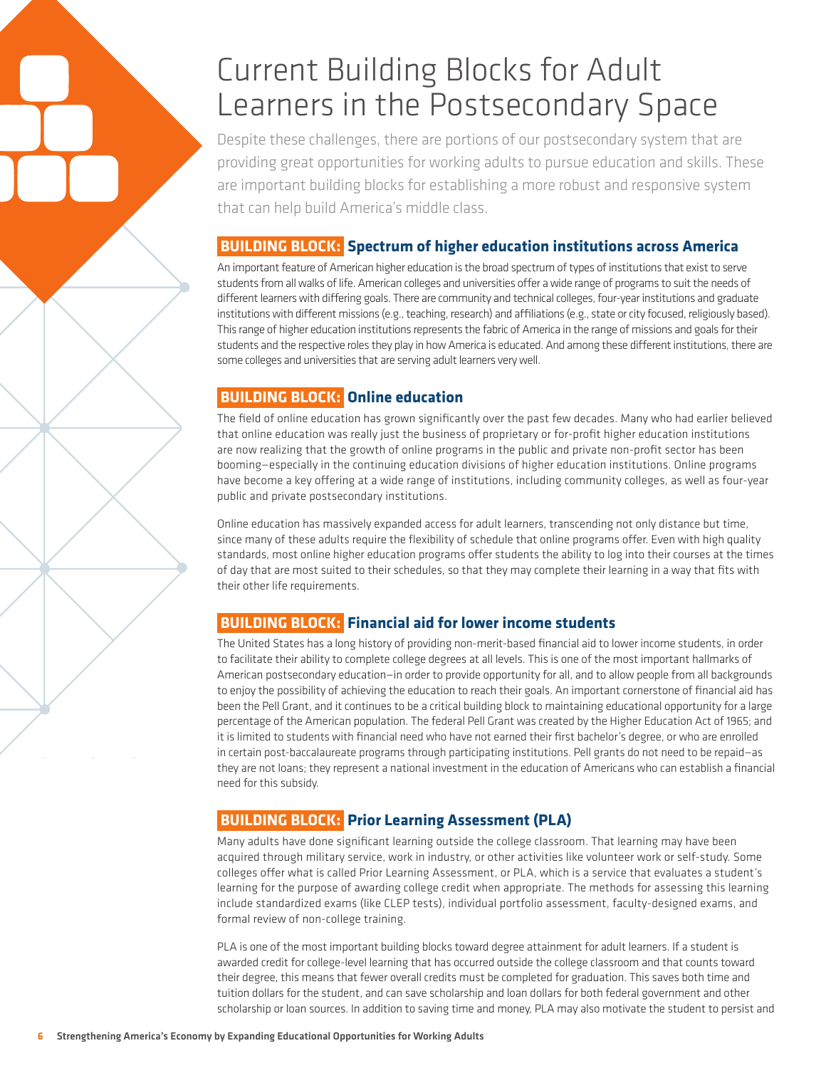# Current Building Blocks for Adult Learners in the Postsecondary Space

Despite these challenges, there are portions of our postsecondary system that are providing great opportunities for working adults to pursue education and skills. These are important building blocks for establishing a more robust and responsive system that can help build America's middle class.

## BUILDING BLOCK: Spectrum of higher education institutions across America

An important feature of American higher education is the broad spectrum of types of institutions that exist to serve students from all walks of life. American colleges and universities offer a wide range of programs to suit the needs of different learners with differing goals. There are community and technical colleges, four-year institutions and graduate institutions with different missions (e.g., teaching, research) and affiliations (e.g., state or city focused, religiously based). This range of higher education institutions represents the fabric of America in the range of missions and goals for their students and the respective roles they play in how America is educated. And among these different institutions, there are some colleges and universities that are serving adult learners very well.

## BUILDING BLOCK: Online education

The field of online education has grown significantly over the past few decades. Many who had earlier believed that online education was really just the business of proprietary or for-profit higher education institutions are now realizing that the growth of online programs in the public and private non-profit sector has been booming—especially in the continuing education divisions of higher education institutions. Online programs have become a key offering at a wide range of institutions, including community colleges, as well as four-year public and private postsecondary institutions.

Online education has massively expanded access for adult learners, transcending not only distance but time, since many of these adults require the flexibility of schedule that online programs offer. Even with high quality standards, most online higher education programs offer students the ability to log into their courses at the times of day that are most suited to their schedules, so that they may complete their learning in a way that fits with their other life requirements.

## BUILDING BLOCK: Financial aid for lower income students

The United States has a long history of providing non-merit-based financial aid to lower income students, in order to facilitate their ability to complete college degrees at all levels. This is one of the most important hallmarks of American postsecondary education—in order to provide opportunity for all, and to allow people from all backgrounds to enjoy the possibility of achieving the education to reach their goals. An important cornerstone of financial aid has been the Pell Grant, and it continues to be a critical building block to maintaining educational opportunity for a large percentage of the American population. The federal Pell Grant was created by the Higher Education Act of 1965; and it is limited to students with financial need who have not earned their first bachelor's degree, or who are enrolled in certain post-baccalaureate programs through participating institutions. Pell grants do not need to be repaid—as they are not loans; they represent a national investment in the education of Americans who can establish a financial need for this subsidy.

## BUILDING BLOCK: Prior Learning Assessment (PLA)

Many adults have done significant learning outside the college classroom. That learning may have been acquired through military service, work in industry, or other activities like volunteer work or self-study. Some colleges offer what is called Prior Learning Assessment, or PLA, which is a service that evaluates a student's learning for the purpose of awarding college credit when appropriate. The methods for assessing this learning include standardized exams (like CLEP tests), individual portfolio assessment, faculty-designed exams, and formal review of non-college training.

PLA is one of the most important building blocks toward degree attainment for adult learners. If a student is awarded credit for college-level learning that has occurred outside the college classroom and that counts toward their degree, this means that fewer overall credits must be completed for graduation. This saves both time and tuition dollars for the student, and can save scholarship and loan dollars for both federal government and other scholarship or loan sources. In addition to saving time and money, PLA may also motivate the student to persist and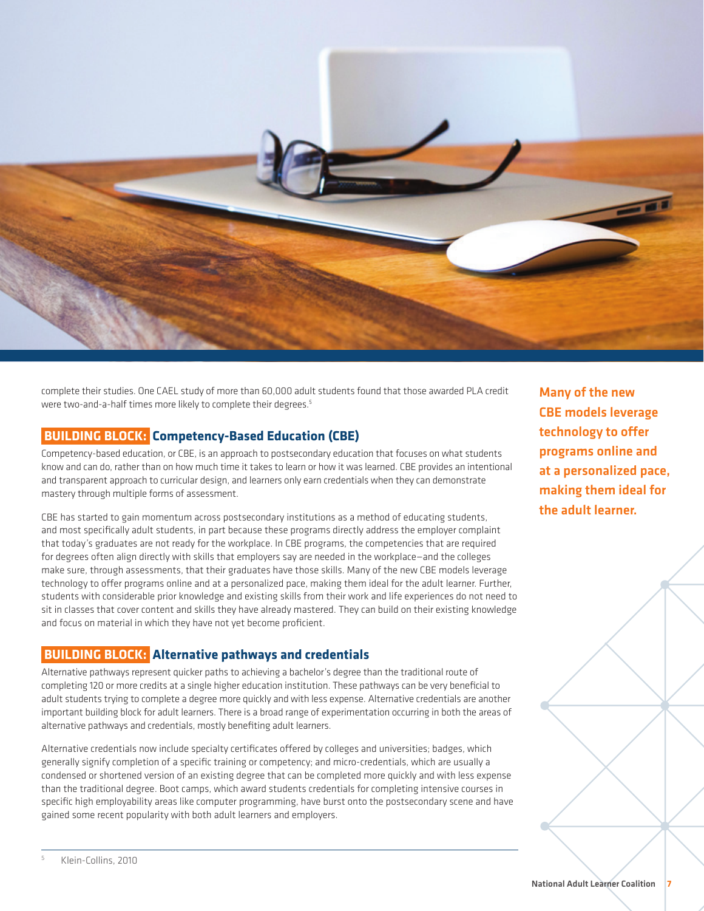complete their studies. One CAEL study of more than 60,000 adult students found that those awarded PLA credit were two-and-a-half times more likely to complete their degrees.[5]

## BUILDING BLOCK: Competency-Based Education (CBE)

Competency-based education, or CBE, is an approach to postsecondary education that focuses on what students know and can do, rather than on how much time it takes to learn or how it was learned. CBE provides an intentional and transparent approach to curricular design, and learners only earn credentials when they can demonstrate mastery through multiple forms of assessment.

CBE has started to gain momentum across postsecondary institutions as a method of educating students, and most specifically adult students, in part because these programs directly address the employer complaint that today's graduates are not ready for the workplace. In CBE programs, the competencies that are required for degrees often align directly with skills that employers say are needed in the workplace—and the colleges make sure, through assessments, that their graduates have those skills. Many of the new CBE models leverage technology to offer programs online and at a personalized pace, making them ideal for the adult learner. Further, students with considerable prior knowledge and existing skills from their work and life experiences do not need to sit in classes that cover content and skills they have already mastered. They can build on their existing knowledge and focus on material in which they have not yet become proficient.

**Many of the new CBE models leverage technology to offer programs online and at a personalized pace, making them ideal for the adult learner.**

## BUILDING BLOCK: Alternative pathways and credentials

Alternative pathways represent quicker paths to achieving a bachelor's degree than the traditional route of completing 120 or more credits at a single higher education institution. These pathways can be very beneficial to adult students trying to complete a degree more quickly and with less expense. Alternative credentials are another important building block for adult learners. There is a broad range of experimentation occurring in both the areas of alternative pathways and credentials, mostly benefiting adult learners.

Alternative credentials now include specialty certificates offered by colleges and universities; badges, which generally signify completion of a specific training or competency; and micro-credentials, which are usually a condensed or shortened version of an existing degree that can be completed more quickly and with less expense than the traditional degree. Boot camps, which award students credentials for completing intensive courses in specific high employability areas like computer programming, have burst onto the postsecondary scene and have gained some recent popularity with both adult learners and employers.

[5] Klein-Collins, 2010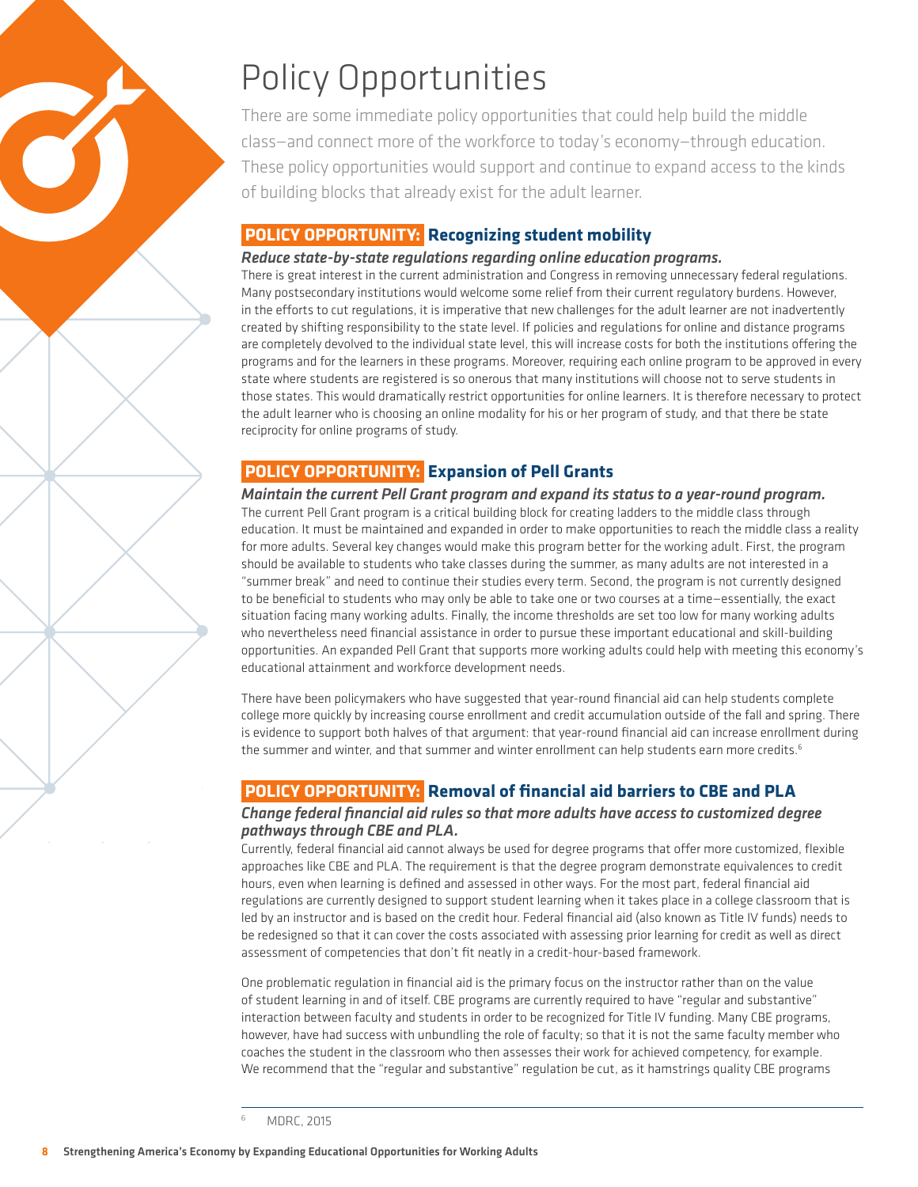# Policy Opportunities

There are some immediate policy opportunities that could help build the middle class—and connect more of the workforce to today's economy—through education. These policy opportunities would support and continue to expand access to the kinds of building blocks that already exist for the adult learner.

## POLICY OPPORTUNITY: Recognizing student mobility

***Reduce state-by-state regulations regarding online education programs.***

There is great interest in the current administration and Congress in removing unnecessary federal regulations. Many postsecondary institutions would welcome some relief from their current regulatory burdens. However, in the efforts to cut regulations, it is imperative that new challenges for the adult learner are not inadvertently created by shifting responsibility to the state level. If policies and regulations for online and distance programs are completely devolved to the individual state level, this will increase costs for both the institutions offering the programs and for the learners in these programs. Moreover, requiring each online program to be approved in every state where students are registered is so onerous that many institutions will choose not to serve students in those states. This would dramatically restrict opportunities for online learners. It is therefore necessary to protect the adult learner who is choosing an online modality for his or her program of study, and that there be state reciprocity for online programs of study.

## POLICY OPPORTUNITY: Expansion of Pell Grants

***Maintain the current Pell Grant program and expand its status to a year-round program.***

The current Pell Grant program is a critical building block for creating ladders to the middle class through education. It must be maintained and expanded in order to make opportunities to reach the middle class a reality for more adults. Several key changes would make this program better for the working adult. First, the program should be available to students who take classes during the summer, as many adults are not interested in a "summer break" and need to continue their studies every term. Second, the program is not currently designed to be beneficial to students who may only be able to take one or two courses at a time—essentially, the exact situation facing many working adults. Finally, the income thresholds are set too low for many working adults who nevertheless need financial assistance in order to pursue these important educational and skill-building opportunities. An expanded Pell Grant that supports more working adults could help with meeting this economy's educational attainment and workforce development needs.

There have been policymakers who have suggested that year-round financial aid can help students complete college more quickly by increasing course enrollment and credit accumulation outside of the fall and spring. There is evidence to support both halves of that argument: that year-round financial aid can increase enrollment during the summer and winter, and that summer and winter enrollment can help students earn more credits.[6]

## POLICY OPPORTUNITY: Removal of financial aid barriers to CBE and PLA

***Change federal financial aid rules so that more adults have access to customized degree pathways through CBE and PLA.***

Currently, federal financial aid cannot always be used for degree programs that offer more customized, flexible approaches like CBE and PLA. The requirement is that the degree program demonstrate equivalences to credit hours, even when learning is defined and assessed in other ways. For the most part, federal financial aid regulations are currently designed to support student learning when it takes place in a college classroom that is led by an instructor and is based on the credit hour. Federal financial aid (also known as Title IV funds) needs to be redesigned so that it can cover the costs associated with assessing prior learning for credit as well as direct assessment of competencies that don't fit neatly in a credit-hour-based framework.

One problematic regulation in financial aid is the primary focus on the instructor rather than on the value of student learning in and of itself. CBE programs are currently required to have "regular and substantive" interaction between faculty and students in order to be recognized for Title IV funding. Many CBE programs, however, have had success with unbundling the role of faculty; so that it is not the same faculty member who coaches the student in the classroom who then assesses their work for achieved competency, for example. We recommend that the "regular and substantive" regulation be cut, as it hamstrings quality CBE programs

---

[6] MDRC, 2015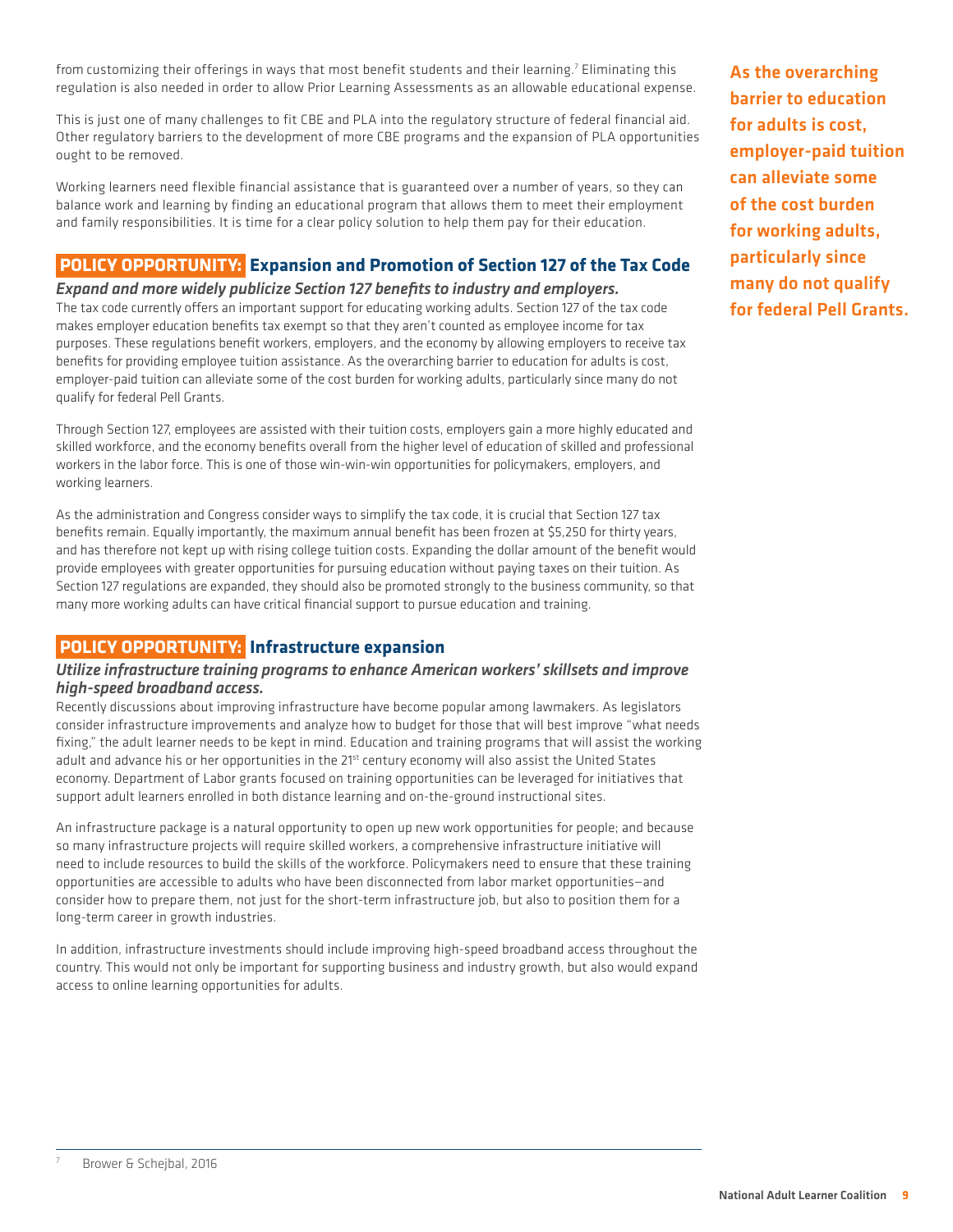from customizing their offerings in ways that most benefit students and their learning.[7] Eliminating this regulation is also needed in order to allow Prior Learning Assessments as an allowable educational expense.

This is just one of many challenges to fit CBE and PLA into the regulatory structure of federal financial aid. Other regulatory barriers to the development of more CBE programs and the expansion of PLA opportunities ought to be removed.

Working learners need flexible financial assistance that is guaranteed over a number of years, so they can balance work and learning by finding an educational program that allows them to meet their employment and family responsibilities. It is time for a clear policy solution to help them pay for their education.

## POLICY OPPORTUNITY: Expansion and Promotion of Section 127 of the Tax Code

***Expand and more widely publicize Section 127 benefits to industry and employers.***

The tax code currently offers an important support for educating working adults. Section 127 of the tax code makes employer education benefits tax exempt so that they aren't counted as employee income for tax purposes. These regulations benefit workers, employers, and the economy by allowing employers to receive tax benefits for providing employee tuition assistance. As the overarching barrier to education for adults is cost, employer-paid tuition can alleviate some of the cost burden for working adults, particularly since many do not qualify for federal Pell Grants.

**As the overarching barrier to education for adults is cost, employer-paid tuition can alleviate some of the cost burden for working adults, particularly since many do not qualify for federal Pell Grants.**

Through Section 127, employees are assisted with their tuition costs, employers gain a more highly educated and skilled workforce, and the economy benefits overall from the higher level of education of skilled and professional workers in the labor force. This is one of those win-win-win opportunities for policymakers, employers, and working learners.

As the administration and Congress consider ways to simplify the tax code, it is crucial that Section 127 tax benefits remain. Equally importantly, the maximum annual benefit has been frozen at $5,250 for thirty years, and has therefore not kept up with rising college tuition costs. Expanding the dollar amount of the benefit would provide employees with greater opportunities for pursuing education without paying taxes on their tuition. As Section 127 regulations are expanded, they should also be promoted strongly to the business community, so that many more working adults can have critical financial support to pursue education and training.

## POLICY OPPORTUNITY: Infrastructure expansion

***Utilize infrastructure training programs to enhance American workers' skillsets and improve high-speed broadband access.***

Recently discussions about improving infrastructure have become popular among lawmakers. As legislators consider infrastructure improvements and analyze how to budget for those that will best improve "what needs fixing," the adult learner needs to be kept in mind. Education and training programs that will assist the working adult and advance his or her opportunities in the 21st century economy will also assist the United States economy. Department of Labor grants focused on training opportunities can be leveraged for initiatives that support adult learners enrolled in both distance learning and on-the-ground instructional sites.

An infrastructure package is a natural opportunity to open up new work opportunities for people; and because so many infrastructure projects will require skilled workers, a comprehensive infrastructure initiative will need to include resources to build the skills of the workforce. Policymakers need to ensure that these training opportunities are accessible to adults who have been disconnected from labor market opportunities—and consider how to prepare them, not just for the short-term infrastructure job, but also to position them for a long-term career in growth industries.

In addition, infrastructure investments should include improving high-speed broadband access throughout the country. This would not only be important for supporting business and industry growth, but also would expand access to online learning opportunities for adults.

[7] Brower & Schejbal, 2016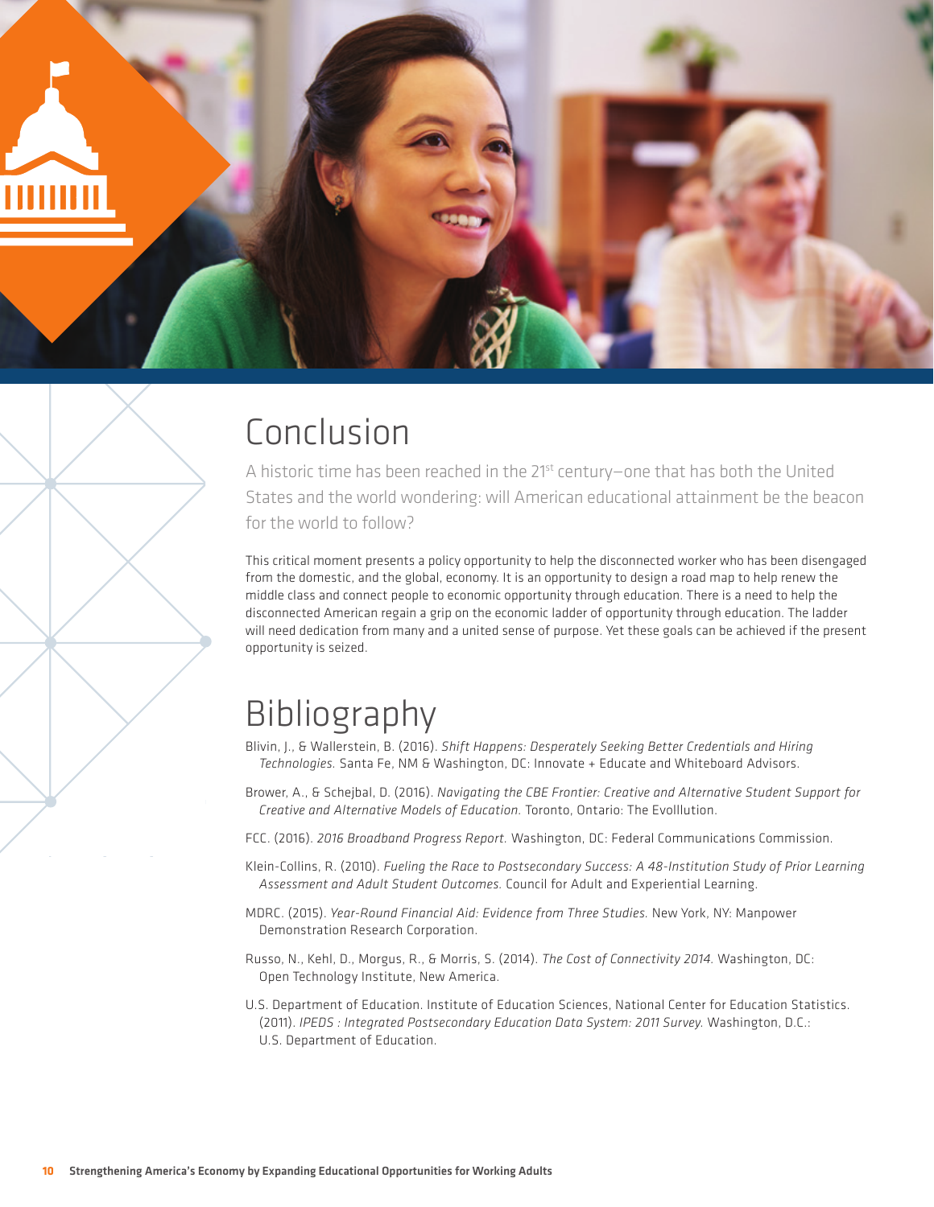# Conclusion

A historic time has been reached in the 21st century—one that has both the United States and the world wondering: will American educational attainment be the beacon for the world to follow?

This critical moment presents a policy opportunity to help the disconnected worker who has been disengaged from the domestic, and the global, economy. It is an opportunity to design a road map to help renew the middle class and connect people to economic opportunity through education. There is a need to help the disconnected American regain a grip on the economic ladder of opportunity through education. The ladder will need dedication from many and a united sense of purpose. Yet these goals can be achieved if the present opportunity is seized.

# Bibliography

Blivin, J., & Wallerstein, B. (2016). *Shift Happens: Desperately Seeking Better Credentials and Hiring Technologies.* Santa Fe, NM & Washington, DC: Innovate + Educate and Whiteboard Advisors.

Brower, A., & Schejbal, D. (2016). *Navigating the CBE Frontier: Creative and Alternative Student Support for Creative and Alternative Models of Education.* Toronto, Ontario: The Evolllution.

FCC. (2016). *2016 Broadband Progress Report.* Washington, DC: Federal Communications Commission.

Klein-Collins, R. (2010). *Fueling the Race to Postsecondary Success: A 48-Institution Study of Prior Learning Assessment and Adult Student Outcomes.* Council for Adult and Experiential Learning.

MDRC. (2015). *Year-Round Financial Aid: Evidence from Three Studies.* New York, NY: Manpower Demonstration Research Corporation.

Russo, N., Kehl, D., Morgus, R., & Morris, S. (2014). *The Cost of Connectivity 2014.* Washington, DC: Open Technology Institute, New America.

U.S. Department of Education. Institute of Education Sciences, National Center for Education Statistics. (2011). *IPEDS : Integrated Postsecondary Education Data System: 2011 Survey.* Washington, D.C.: U.S. Department of Education.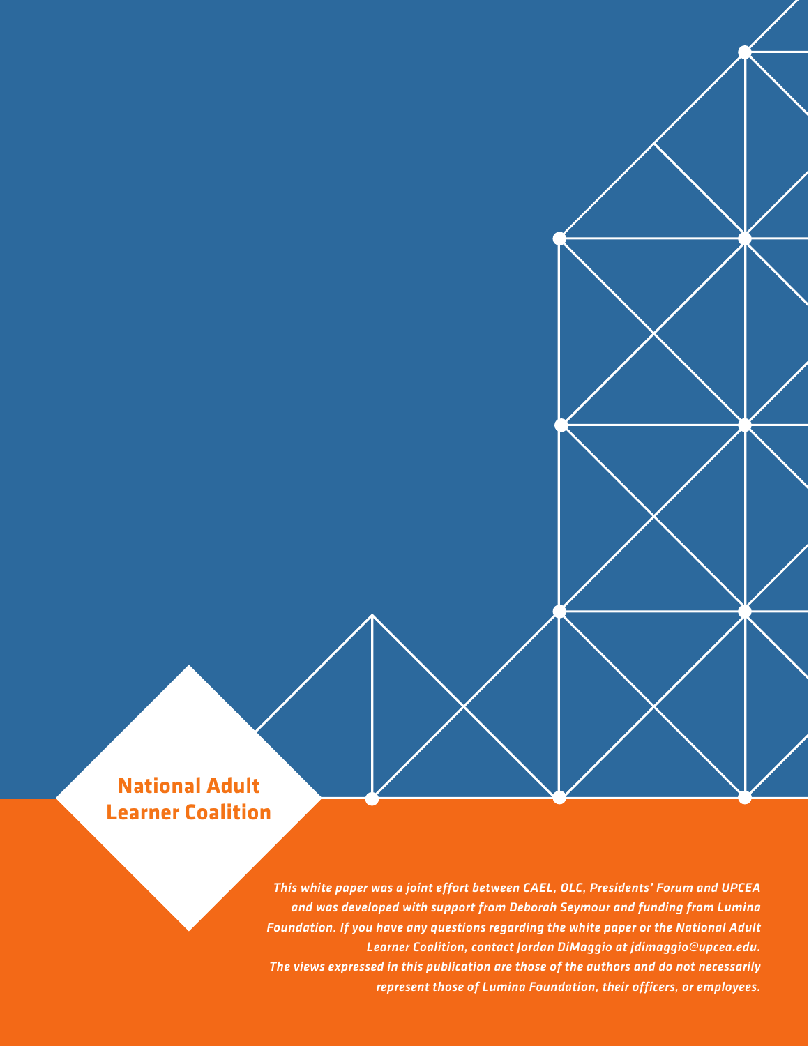**National Adult Learner Coalition**

*This white paper was a joint effort between CAEL, OLC, Presidents' Forum and UPCEA and was developed with support from Deborah Seymour and funding from Lumina Foundation. If you have any questions regarding the white paper or the National Adult Learner Coalition, contact Jordan DiMaggio at jdimaggio@upcea.edu. The views expressed in this publication are those of the authors and do not necessarily represent those of Lumina Foundation, their officers, or employees.*